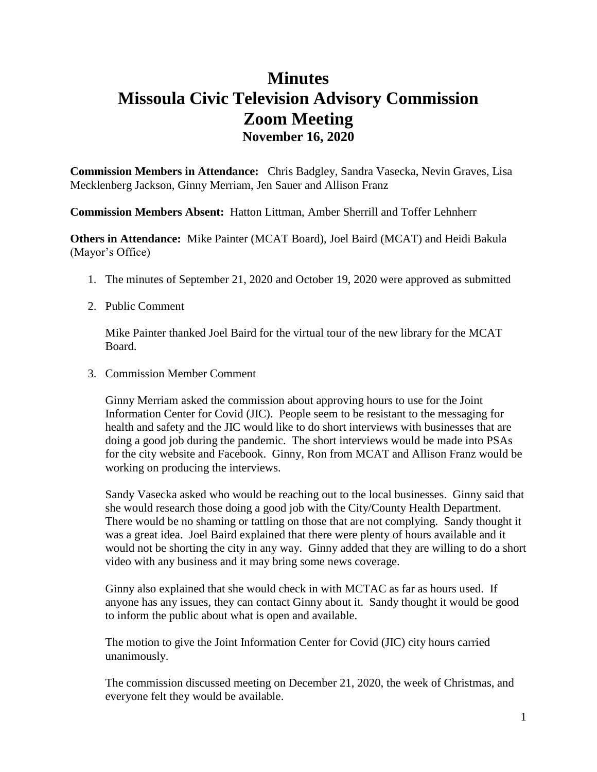# Minutes
# Missoula Civic Television Advisory Commission
# Zoom Meeting
## November 16, 2020

**Commission Members in Attendance:** Chris Badgley, Sandra Vasecka, Nevin Graves, Lisa Mecklenberg Jackson, Ginny Merriam, Jen Sauer and Allison Franz

**Commission Members Absent:** Hatton Littman, Amber Sherrill and Toffer Lehnherr

**Others in Attendance:** Mike Painter (MCAT Board), Joel Baird (MCAT) and Heidi Bakula (Mayor's Office)

1. The minutes of September 21, 2020 and October 19, 2020 were approved as submitted

2. Public Comment

   Mike Painter thanked Joel Baird for the virtual tour of the new library for the MCAT Board.

3. Commission Member Comment

   Ginny Merriam asked the commission about approving hours to use for the Joint Information Center for Covid (JIC). People seem to be resistant to the messaging for health and safety and the JIC would like to do short interviews with businesses that are doing a good job during the pandemic. The short interviews would be made into PSAs for the city website and Facebook. Ginny, Ron from MCAT and Allison Franz would be working on producing the interviews.

   Sandy Vasecka asked who would be reaching out to the local businesses. Ginny said that she would research those doing a good job with the City/County Health Department. There would be no shaming or tattling on those that are not complying. Sandy thought it was a great idea. Joel Baird explained that there were plenty of hours available and it would not be shorting the city in any way. Ginny added that they are willing to do a short video with any business and it may bring some news coverage.

   Ginny also explained that she would check in with MCTAC as far as hours used. If anyone has any issues, they can contact Ginny about it. Sandy thought it would be good to inform the public about what is open and available.

   The motion to give the Joint Information Center for Covid (JIC) city hours carried unanimously.

   The commission discussed meeting on December 21, 2020, the week of Christmas, and everyone felt they would be available.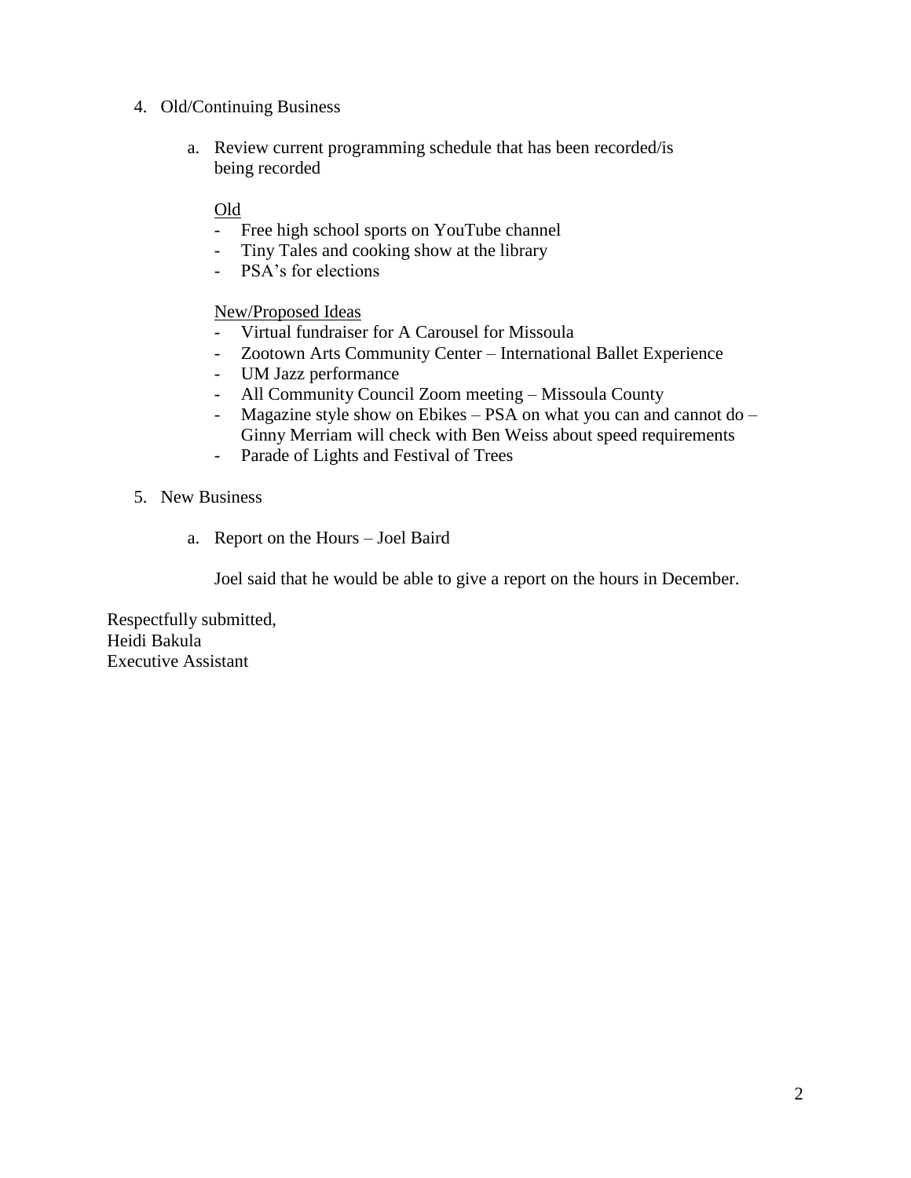4. Old/Continuing Business

    a. Review current programming schedule that has been recorded/is being recorded

        Old

        - Free high school sports on YouTube channel
        - Tiny Tales and cooking show at the library
        - PSA's for elections

        New/Proposed Ideas

        - Virtual fundraiser for A Carousel for Missoula
        - Zootown Arts Community Center – International Ballet Experience
        - UM Jazz performance
        - All Community Council Zoom meeting – Missoula County
        - Magazine style show on Ebikes – PSA on what you can and cannot do – Ginny Merriam will check with Ben Weiss about speed requirements
        - Parade of Lights and Festival of Trees

5. New Business

    a. Report on the Hours – Joel Baird

        Joel said that he would be able to give a report on the hours in December.

Respectfully submitted,
Heidi Bakula
Executive Assistant